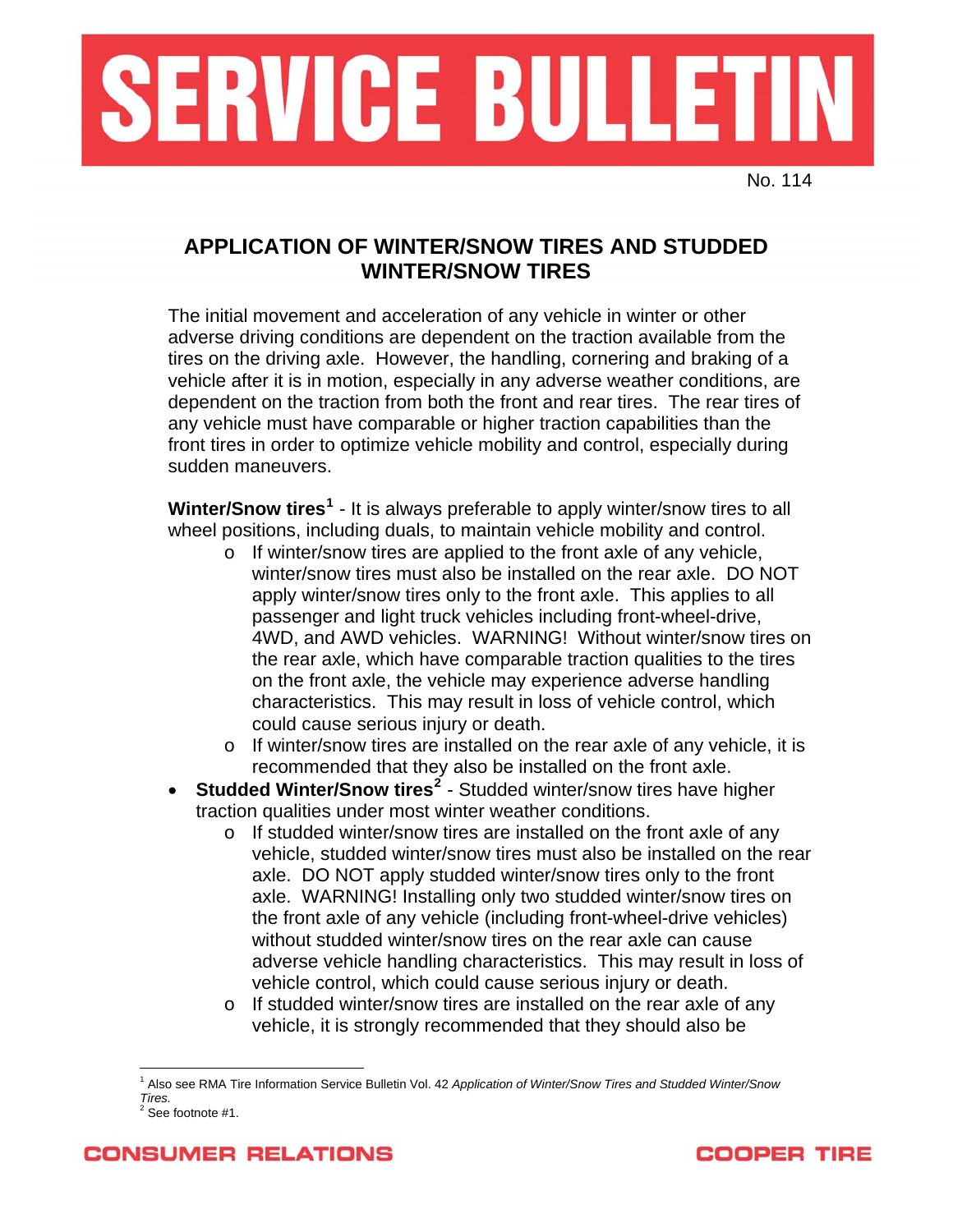# SERVICE BULLETIN

No. 114

## APPLICATION OF WINTER/SNOW TIRES AND STUDDED WINTER/SNOW TIRES

The initial movement and acceleration of any vehicle in winter or other adverse driving conditions are dependent on the traction available from the tires on the driving axle. However, the handling, cornering and braking of a vehicle after it is in motion, especially in any adverse weather conditions, are dependent on the traction from both the front and rear tires. The rear tires of any vehicle must have comparable or higher traction capabilities than the front tires in order to optimize vehicle mobility and control, especially during sudden maneuvers.

**Winter/Snow tires**[1] - It is always preferable to apply winter/snow tires to all wheel positions, including duals, to maintain vehicle mobility and control.

- If winter/snow tires are applied to the front axle of any vehicle, winter/snow tires must also be installed on the rear axle. DO NOT apply winter/snow tires only to the front axle. This applies to all passenger and light truck vehicles including front-wheel-drive, 4WD, and AWD vehicles. WARNING! Without winter/snow tires on the rear axle, which have comparable traction qualities to the tires on the front axle, the vehicle may experience adverse handling characteristics. This may result in loss of vehicle control, which could cause serious injury or death.
- If winter/snow tires are installed on the rear axle of any vehicle, it is recommended that they also be installed on the front axle.

- **Studded Winter/Snow tires**[2] - Studded winter/snow tires have higher traction qualities under most winter weather conditions.
  - If studded winter/snow tires are installed on the front axle of any vehicle, studded winter/snow tires must also be installed on the rear axle. DO NOT apply studded winter/snow tires only to the front axle. WARNING! Installing only two studded winter/snow tires on the front axle of any vehicle (including front-wheel-drive vehicles) without studded winter/snow tires on the rear axle can cause adverse vehicle handling characteristics. This may result in loss of vehicle control, which could cause serious injury or death.
  - If studded winter/snow tires are installed on the rear axle of any vehicle, it is strongly recommended that they should also be

[1] Also see RMA Tire Information Service Bulletin Vol. 42 *Application of Winter/Snow Tires and Studded Winter/Snow Tires.*

[2] See footnote #1.

CONSUMER RELATIONS    COOPER TIRE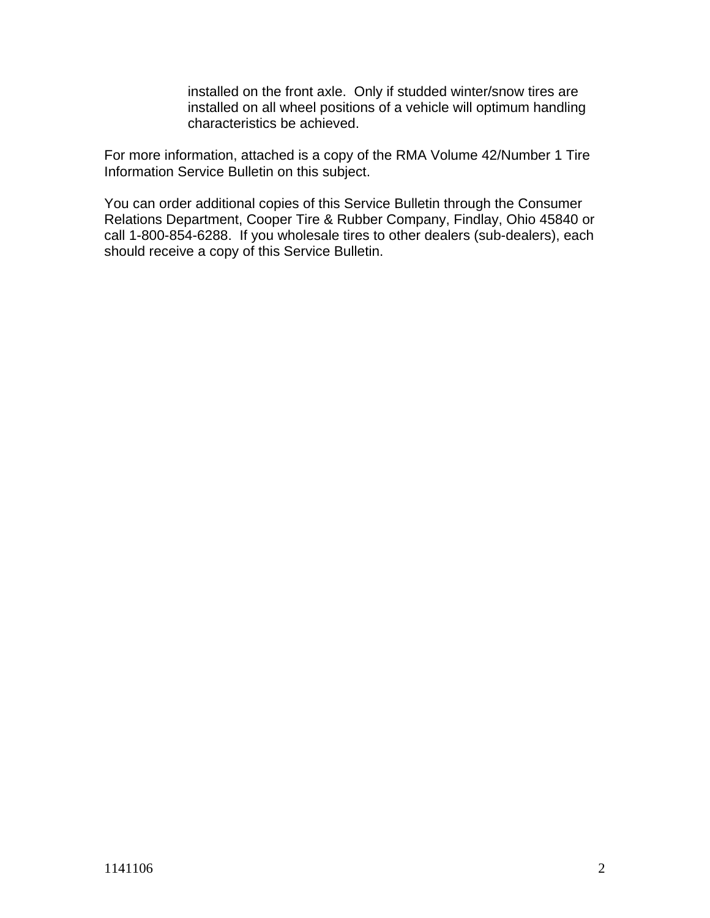installed on the front axle. Only if studded winter/snow tires are installed on all wheel positions of a vehicle will optimum handling characteristics be achieved.

For more information, attached is a copy of the RMA Volume 42/Number 1 Tire Information Service Bulletin on this subject.

You can order additional copies of this Service Bulletin through the Consumer Relations Department, Cooper Tire & Rubber Company, Findlay, Ohio 45840 or call 1-800-854-6288. If you wholesale tires to other dealers (sub-dealers), each should receive a copy of this Service Bulletin.